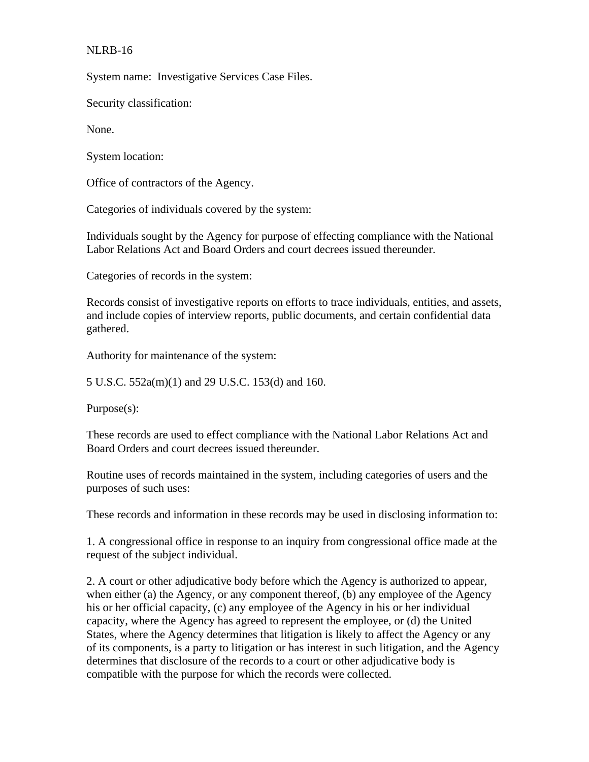NLRB-16

System name: Investigative Services Case Files.

Security classification:

None.

System location:

Office of contractors of the Agency.

Categories of individuals covered by the system:

Individuals sought by the Agency for purpose of effecting compliance with the National Labor Relations Act and Board Orders and court decrees issued thereunder.

Categories of records in the system:

Records consist of investigative reports on efforts to trace individuals, entities, and assets, and include copies of interview reports, public documents, and certain confidential data gathered.

Authority for maintenance of the system:

5 U.S.C. 552a(m)(1) and 29 U.S.C. 153(d) and 160.

Purpose(s):

These records are used to effect compliance with the National Labor Relations Act and Board Orders and court decrees issued thereunder.

Routine uses of records maintained in the system, including categories of users and the purposes of such uses:

These records and information in these records may be used in disclosing information to:

1. A congressional office in response to an inquiry from congressional office made at the request of the subject individual.

2. A court or other adjudicative body before which the Agency is authorized to appear, when either (a) the Agency, or any component thereof, (b) any employee of the Agency his or her official capacity, (c) any employee of the Agency in his or her individual capacity, where the Agency has agreed to represent the employee, or (d) the United States, where the Agency determines that litigation is likely to affect the Agency or any of its components, is a party to litigation or has interest in such litigation, and the Agency determines that disclosure of the records to a court or other adjudicative body is compatible with the purpose for which the records were collected.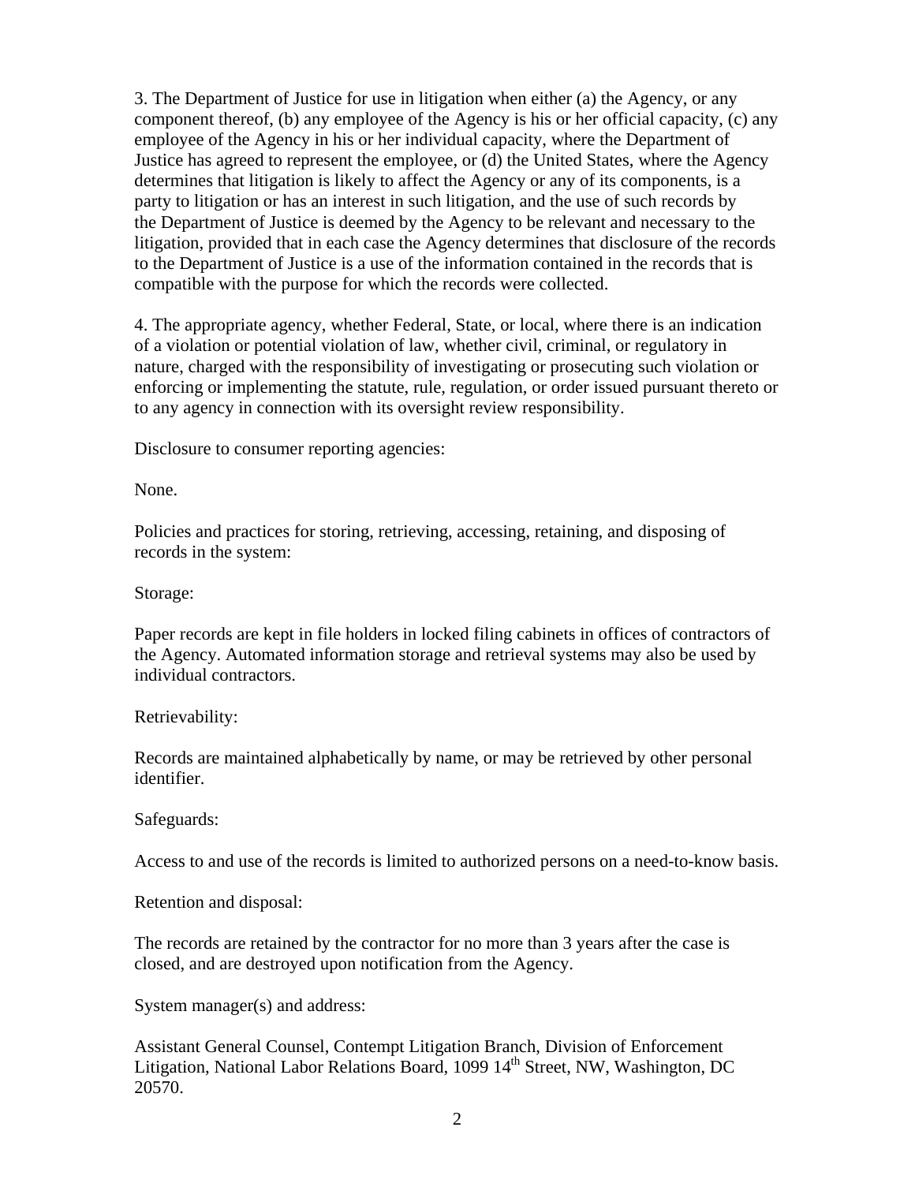3. The Department of Justice for use in litigation when either (a) the Agency, or any component thereof, (b) any employee of the Agency is his or her official capacity, (c) any employee of the Agency in his or her individual capacity, where the Department of Justice has agreed to represent the employee, or (d) the United States, where the Agency determines that litigation is likely to affect the Agency or any of its components, is a party to litigation or has an interest in such litigation, and the use of such records by the Department of Justice is deemed by the Agency to be relevant and necessary to the litigation, provided that in each case the Agency determines that disclosure of the records to the Department of Justice is a use of the information contained in the records that is compatible with the purpose for which the records were collected.

4. The appropriate agency, whether Federal, State, or local, where there is an indication of a violation or potential violation of law, whether civil, criminal, or regulatory in nature, charged with the responsibility of investigating or prosecuting such violation or enforcing or implementing the statute, rule, regulation, or order issued pursuant thereto or to any agency in connection with its oversight review responsibility.

Disclosure to consumer reporting agencies:

None.

Policies and practices for storing, retrieving, accessing, retaining, and disposing of records in the system:

Storage:

Paper records are kept in file holders in locked filing cabinets in offices of contractors of the Agency. Automated information storage and retrieval systems may also be used by individual contractors.

Retrievability:

Records are maintained alphabetically by name, or may be retrieved by other personal identifier.

Safeguards:

Access to and use of the records is limited to authorized persons on a need-to-know basis.

Retention and disposal:

The records are retained by the contractor for no more than 3 years after the case is closed, and are destroyed upon notification from the Agency.

System manager(s) and address:

Assistant General Counsel, Contempt Litigation Branch, Division of Enforcement Litigation, National Labor Relations Board, 1099 14th Street, NW, Washington, DC 20570.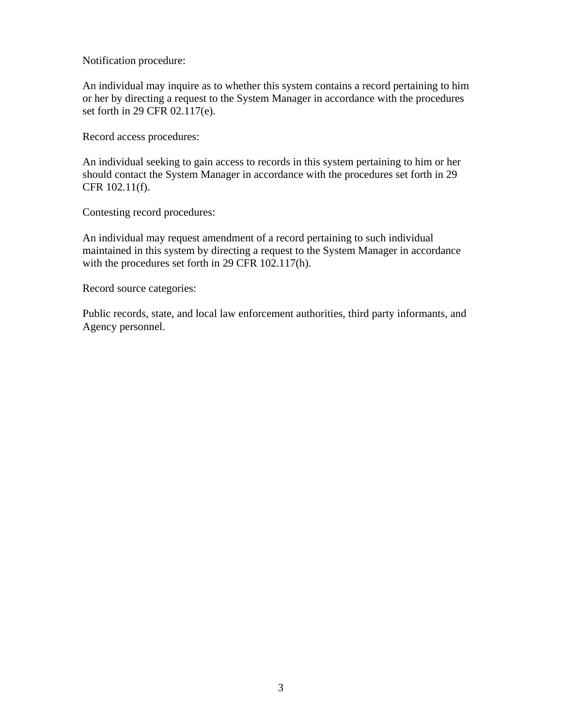Notification procedure:

An individual may inquire as to whether this system contains a record pertaining to him or her by directing a request to the System Manager in accordance with the procedures set forth in 29 CFR 02.117(e).

Record access procedures:

An individual seeking to gain access to records in this system pertaining to him or her should contact the System Manager in accordance with the procedures set forth in 29 CFR 102.11(f).

Contesting record procedures:

An individual may request amendment of a record pertaining to such individual maintained in this system by directing a request to the System Manager in accordance with the procedures set forth in 29 CFR 102.117(h).

Record source categories:

Public records, state, and local law enforcement authorities, third party informants, and Agency personnel.